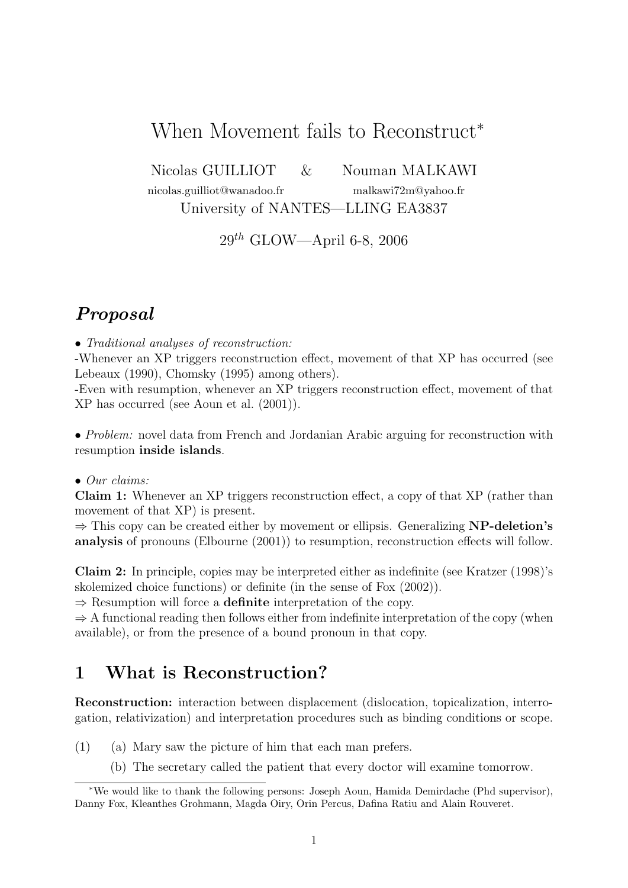# When Movement fails to Reconstruct*

Nicolas GUILLIOT & Nouman MALKAWI

nicolas.guilliot@wanadoo.fr malkawi72m@yahoo.fr

University of NANTES—LLING EA3837

$29^{th}$ GLOW—April 6-8, 2006

## *Proposal*

• *Traditional analyses of reconstruction:*
-Whenever an XP triggers reconstruction effect, movement of that XP has occurred (see Lebeaux (1990), Chomsky (1995) among others).
-Even with resumption, whenever an XP triggers reconstruction effect, movement of that XP has occurred (see Aoun et al. (2001)).

• *Problem:* novel data from French and Jordanian Arabic arguing for reconstruction with resumption **inside islands**.

• *Our claims:*
**Claim 1:** Whenever an XP triggers reconstruction effect, a copy of that XP (rather than movement of that XP) is present.
⇒ This copy can be created either by movement or ellipsis. Generalizing **NP-deletion's analysis** of pronouns (Elbourne (2001)) to resumption, reconstruction effects will follow.

**Claim 2:** In principle, copies may be interpreted either as indefinite (see Kratzer (1998)'s skolemized choice functions) or definite (in the sense of Fox (2002)).
⇒ Resumption will force a **definite** interpretation of the copy.
⇒ A functional reading then follows either from indefinite interpretation of the copy (when available), or from the presence of a bound pronoun in that copy.

## 1 What is Reconstruction?

**Reconstruction:** interaction between displacement (dislocation, topicalization, interrogation, relativization) and interpretation procedures such as binding conditions or scope.

(1) (a) Mary saw the picture of him that each man prefers.
(b) The secretary called the patient that every doctor will examine tomorrow.

---

*We would like to thank the following persons: Joseph Aoun, Hamida Demirdache (Phd supervisor), Danny Fox, Kleanthes Grohmann, Magda Oiry, Orin Percus, Dafina Ratiu and Alain Rouveret.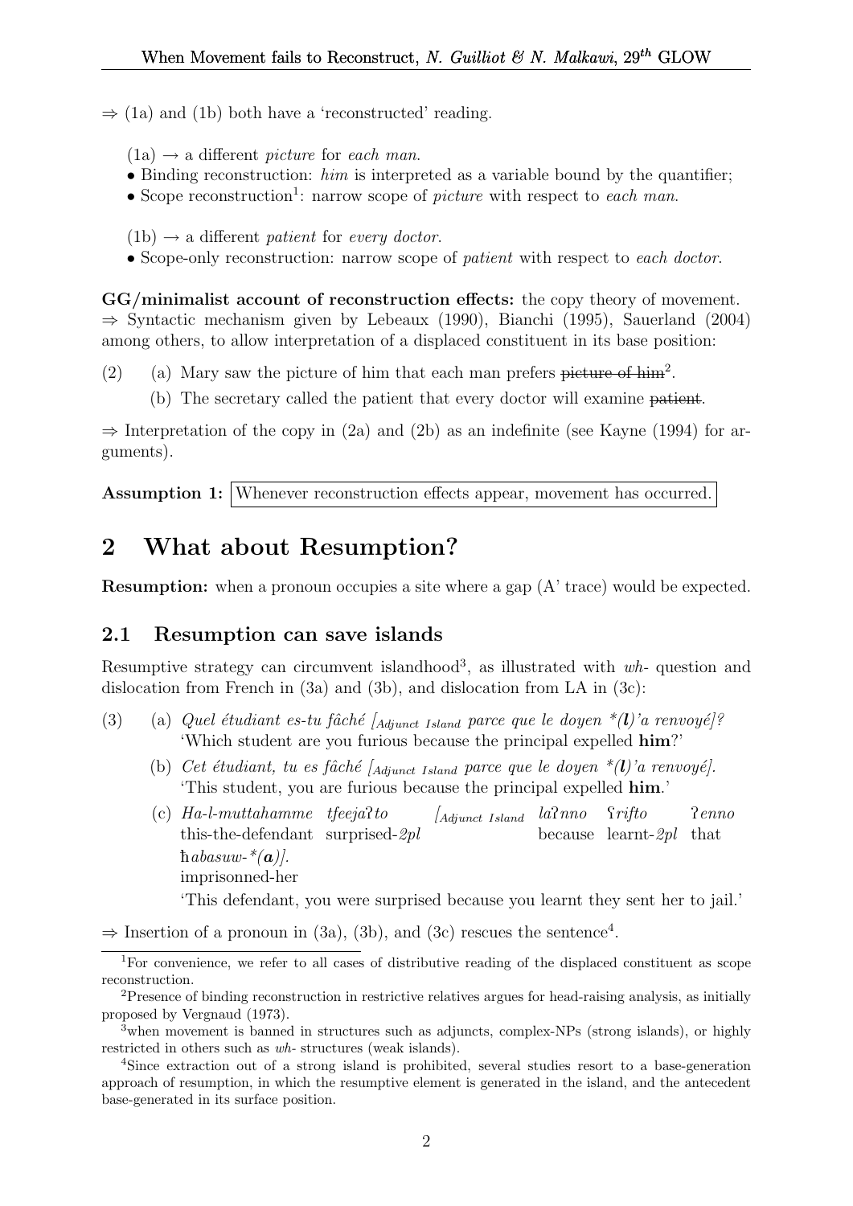⇒ (1a) and (1b) both have a 'reconstructed' reading.

(1a) → a different *picture* for *each man*.

- Binding reconstruction: *him* is interpreted as a variable bound by the quantifier;
- Scope reconstruction[1]: narrow scope of *picture* with respect to *each man*.

(1b) → a different *patient* for *every doctor*.

- Scope-only reconstruction: narrow scope of *patient* with respect to *each doctor*.

**GG/minimalist account of reconstruction effects:** the copy theory of movement.
⇒ Syntactic mechanism given by Lebeaux (1990), Bianchi (1995), Sauerland (2004) among others, to allow interpretation of a displaced constituent in its base position:

(2) (a) Mary saw the picture of him that each man prefers ~~picture of him~~[2].

(b) The secretary called the patient that every doctor will examine ~~patient~~.

⇒ Interpretation of the copy in (2a) and (2b) as an indefinite (see Kayne (1994) for arguments).

**Assumption 1:** Whenever reconstruction effects appear, movement has occurred.

## 2 What about Resumption?

**Resumption:** when a pronoun occupies a site where a gap (A' trace) would be expected.

### 2.1 Resumption can save islands

Resumptive strategy can circumvent islandhood[3], as illustrated with *wh-* question and dislocation from French in (3a) and (3b), and dislocation from LA in (3c):

(3) (a) *Quel étudiant es-tu fâché [$_{Adjunct\ Island}$ parce que le doyen \*(**l**)'a renvoyé]?*
'Which student are you furious because the principal expelled **him**?'

(b) *Cet étudiant, tu es fâché [$_{Adjunct\ Island}$ parce que le doyen \*(**l**)'a renvoyé].*
'This student, you are furious because the principal expelled **him**.'

(c) *Ha-l-muttahamme tfeejaʔto [$_{Adjunct\ Island}$ laʔnno ʕrifto ʔenno ħabasuw-\*(**a**)].*
this-the-defendant surprised-*2pl* because learnt-*2pl* that imprisonned-her
'This defendant, you were surprised because you learnt they sent her to jail.'

⇒ Insertion of a pronoun in (3a), (3b), and (3c) rescues the sentence[4].

[1] For convenience, we refer to all cases of distributive reading of the displaced constituent as scope reconstruction.

[2] Presence of binding reconstruction in restrictive relatives argues for head-raising analysis, as initially proposed by Vergnaud (1973).

[3] when movement is banned in structures such as adjuncts, complex-NPs (strong islands), or highly restricted in others such as *wh-* structures (weak islands).

[4] Since extraction out of a strong island is prohibited, several studies resort to a base-generation approach of resumption, in which the resumptive element is generated in the island, and the antecedent base-generated in its surface position.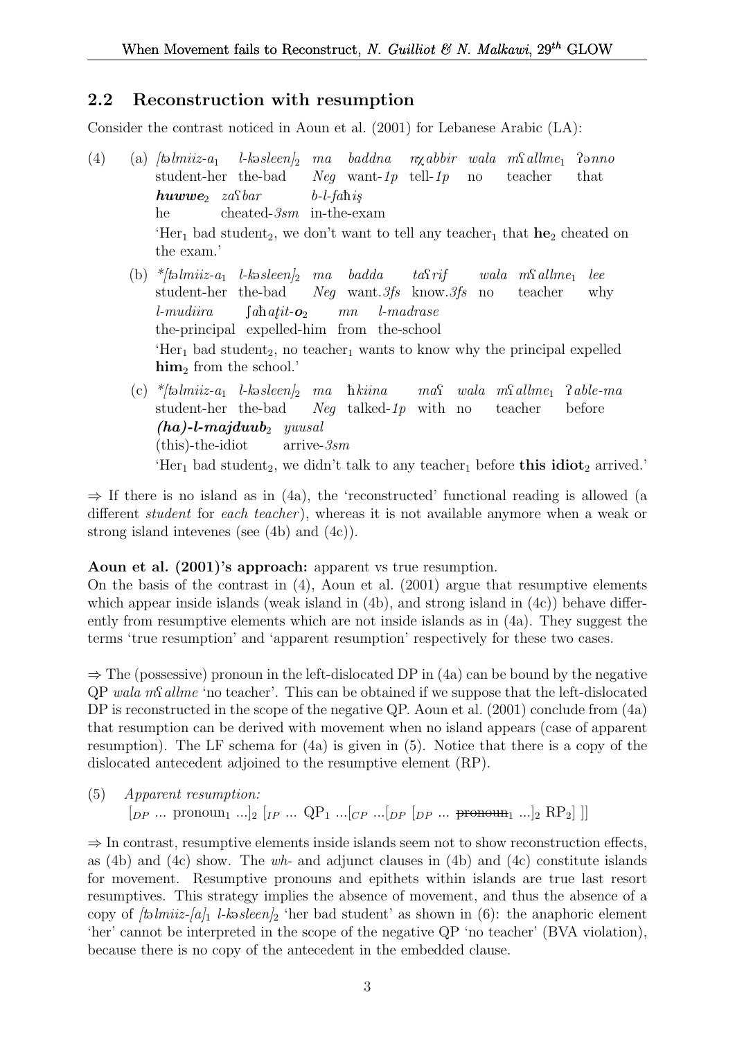## 2.2 Reconstruction with resumption

Consider the contrast noticed in Aoun et al. (2001) for Lebanese Arabic (LA):

(4) (a) *[tǝlmiiz-a$_1$ l-kǝsleen]$_2$ ma baddna nχabbir wala mʕallme$_1$ ʔǝnno*
student-her the-bad *Neg* want-*1p* tell-*1p* no teacher that
***huwwe***$_2$ *zaʕbar b-l-faħiṣ*
he cheated-*3sm* in-the-exam
'Her$_1$ bad student$_2$, we don't want to tell any teacher$_1$ that **he**$_2$ cheated on the exam.'

(b) **[tǝlmiiz-a$_1$ l-kǝsleen]$_2$ ma badda taʕrif wala mʕallme$_1$ lee*
student-her the-bad *Neg* want.*3fs* know.*3fs* no teacher why
*l-mudiira ʃaħaṭit-**o**$_2$ mn l-madrase*
the-principal expelled-him from the-school
'Her$_1$ bad student$_2$, no teacher$_1$ wants to know why the principal expelled **him**$_2$ from the school.'

(c) **[tǝlmiiz-a$_1$ l-kǝsleen]$_2$ ma ħkiina maʕ wala mʕallme$_1$ ʔable-ma*
student-her the-bad *Neg* talked-*1p* with no teacher before
***(ha)-l-majduub***$_2$ *yuusal*
(this)-the-idiot arrive-*3sm*
'Her$_1$ bad student$_2$, we didn't talk to any teacher$_1$ before **this idiot**$_2$ arrived.'

⇒ If there is no island as in (4a), the 'reconstructed' functional reading is allowed (a different *student* for *each teacher*), whereas it is not available anymore when a weak or strong island intevenes (see (4b) and (4c)).

**Aoun et al. (2001)'s approach:** apparent vs true resumption.
On the basis of the contrast in (4), Aoun et al. (2001) argue that resumptive elements which appear inside islands (weak island in (4b), and strong island in (4c)) behave differently from resumptive elements which are not inside islands as in (4a). They suggest the terms 'true resumption' and 'apparent resumption' respectively for these two cases.

⇒ The (possessive) pronoun in the left-dislocated DP in (4a) can be bound by the negative QP *wala mʕallme* 'no teacher'. This can be obtained if we suppose that the left-dislocated DP is reconstructed in the scope of the negative QP. Aoun et al. (2001) conclude from (4a) that resumption can be derived with movement when no island appears (case of apparent resumption). The LF schema for (4a) is given in (5). Notice that there is a copy of the dislocated antecedent adjoined to the resumptive element (RP).

(5) *Apparent resumption:*
$[_{DP}$ ... pronoun$_1$ ...$]_2$ $[_{IP}$ ... QP$_1$ ...$[_{CP}$ ...$[_{DP}$ $[_{DP}$ ... ~~pronoun~~$_1$ ...$]_2$ RP$_2$$]$ $]]$

⇒ In contrast, resumptive elements inside islands seem not to show reconstruction effects, as (4b) and (4c) show. The *wh-* and adjunct clauses in (4b) and (4c) constitute islands for movement. Resumptive pronouns and epithets within islands are true last resort resumptives. This strategy implies the absence of movement, and thus the absence of a copy of *[tǝlmiiz-[a]$_1$ l-kǝsleen]$_2$* 'her bad student' as shown in (6): the anaphoric element 'her' cannot be interpreted in the scope of the negative QP 'no teacher' (BVA violation), because there is no copy of the antecedent in the embedded clause.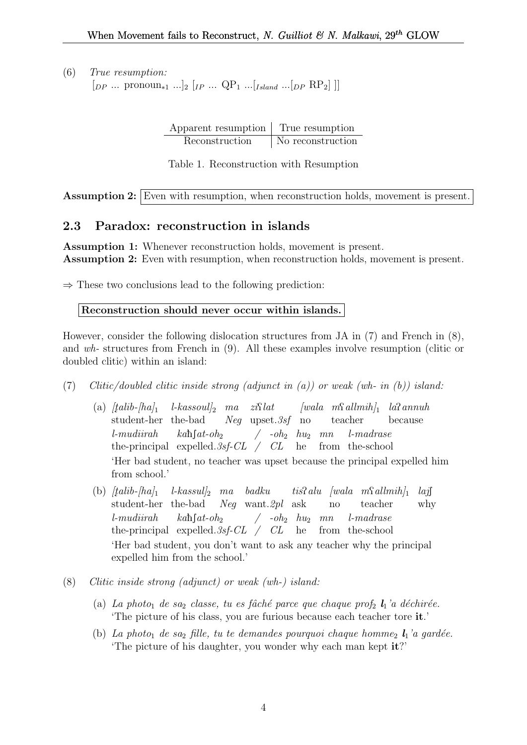(6) *True resumption:*
$[_{DP} \ldots \text{pronoun}_{*1} \ldots]_2\ [_{IP} \ldots \text{QP}_1 \ldots [_{Island} \ldots [_{DP}\ \text{RP}_2]\ ]]$

| Apparent resumption | True resumption |
|---|---|
| Reconstruction | No reconstruction |

Table 1. Reconstruction with Resumption

**Assumption 2:** Even with resumption, when reconstruction holds, movement is present.

## 2.3 Paradox: reconstruction in islands

**Assumption 1:** Whenever reconstruction holds, movement is present.
**Assumption 2:** Even with resumption, when reconstruction holds, movement is present.

⇒ These two conclusions lead to the following prediction:

**Reconstruction should never occur within islands.**

However, consider the following dislocation structures from JA in (7) and French in (8), and *wh-* structures from French in (9). All these examples involve resumption (clitic or doubled clitic) within an island:

(7) *Clitic/doubled clitic inside strong (adjunct in (a)) or weak (wh- in (b)) island:*

(a) *[ṭalib-[ha]$_1$ l-kassoul]$_2$ ma ziʕlat [wala mʕallmih]$_1$ laʔannuh*
student-her the-bad *Neg* upset.*3sf* no teacher because
*l-mudiirah kaħʃat-oh$_2$ / -oh$_2$ hu$_2$ mn l-madrase*
the-principal expelled.*3sf-CL* / *CL* he from the-school
'Her bad student, no teacher was upset because the principal expelled him from school.'

(b) *[ṭalib-[ha]$_1$ l-kassul]$_2$ ma badku tisʔalu [wala mʕallmih]$_1$ lajʃ*
student-her the-bad *Neg* want.*2pl* ask no teacher why
*l-mudiirah kaħʃat-oh$_2$ / -oh$_2$ hu$_2$ mn l-madrase*
the-principal expelled.*3sf-CL* / *CL* he from the-school
'Her bad student, you don't want to ask any teacher why the principal expelled him from the school.'

(8) *Clitic inside strong (adjunct) or weak (wh-) island:*

(a) *La photo$_1$ de sa$_2$ classe, tu es fâché parce que chaque prof$_2$ **l**$_1$'a déchirée.*
'The picture of his class, you are furious because each teacher tore **it**.'

(b) *La photo$_1$ de sa$_2$ fille, tu te demandes pourquoi chaque homme$_2$ **l**$_1$'a gardée.*
'The picture of his daughter, you wonder why each man kept **it**?'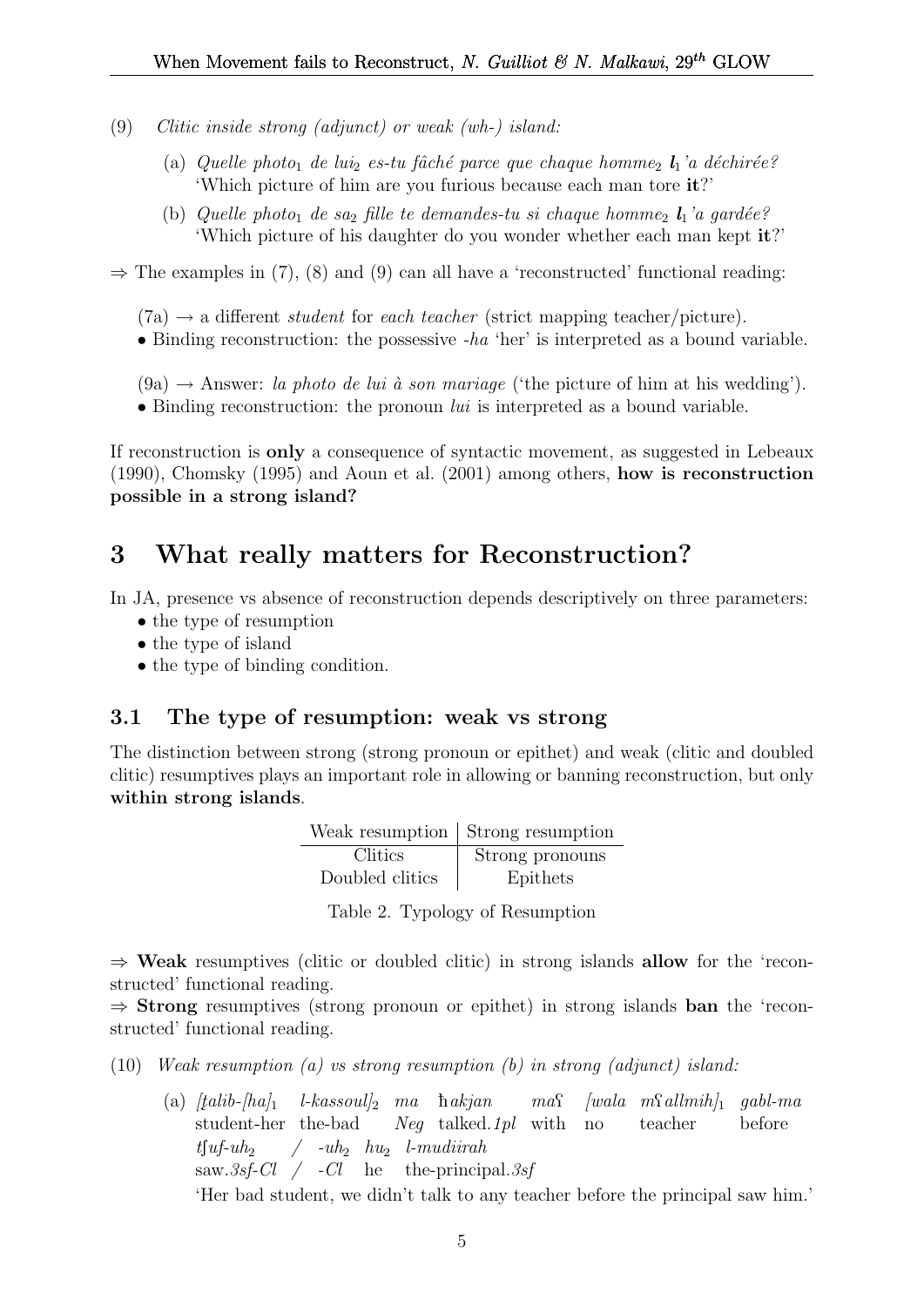(9) *Clitic inside strong (adjunct) or weak (wh-) island:*

(a) *Quelle photo*$_1$ *de lui*$_2$ *es-tu fâché parce que chaque homme*$_2$ ***l***$_1$*'a déchirée?*
'Which picture of him are you furious because each man tore **it**?'

(b) *Quelle photo*$_1$ *de sa*$_2$ *fille te demandes-tu si chaque homme*$_2$ ***l***$_1$*'a gardée?*
'Which picture of his daughter do you wonder whether each man kept **it**?'

⇒ The examples in (7), (8) and (9) can all have a 'reconstructed' functional reading:

(7a) → a different *student* for *each teacher* (strict mapping teacher/picture).
• Binding reconstruction: the possessive *-ha* 'her' is interpreted as a bound variable.

(9a) → Answer: *la photo de lui à son mariage* ('the picture of him at his wedding').
• Binding reconstruction: the pronoun *lui* is interpreted as a bound variable.

If reconstruction is **only** a consequence of syntactic movement, as suggested in Lebeaux (1990), Chomsky (1995) and Aoun et al. (2001) among others, **how is reconstruction possible in a strong island?**

# 3 What really matters for Reconstruction?

In JA, presence vs absence of reconstruction depends descriptively on three parameters:

- the type of resumption
- the type of island
- the type of binding condition.

## 3.1 The type of resumption: weak vs strong

The distinction between strong (strong pronoun or epithet) and weak (clitic and doubled clitic) resumptives plays an important role in allowing or banning reconstruction, but only **within strong islands**.

| Weak resumption | Strong resumption |
|---|---|
| Clitics | Strong pronouns |
| Doubled clitics | Epithets |

Table 2. Typology of Resumption

⇒ **Weak** resumptives (clitic or doubled clitic) in strong islands **allow** for the 'reconstructed' functional reading.
⇒ **Strong** resumptives (strong pronoun or epithet) in strong islands **ban** the 'reconstructed' functional reading.

(10) *Weak resumption (a) vs strong resumption (b) in strong (adjunct) island:*

(a) *[ṭalib-[ha]*$_1$ *l-kassoul]*$_2$ *ma ħakjan maʕ [wala mʕallmih]*$_1$ *gabl-ma*
student-her the-bad *Neg* talked.*1pl* with no teacher before
*tʃuf-uh*$_2$ / *-uh*$_2$ *hu*$_2$ *l-mudiirah*
saw.*3sf-Cl* / *-Cl* he the-principal.*3sf*
'Her bad student, we didn't talk to any teacher before the principal saw him.'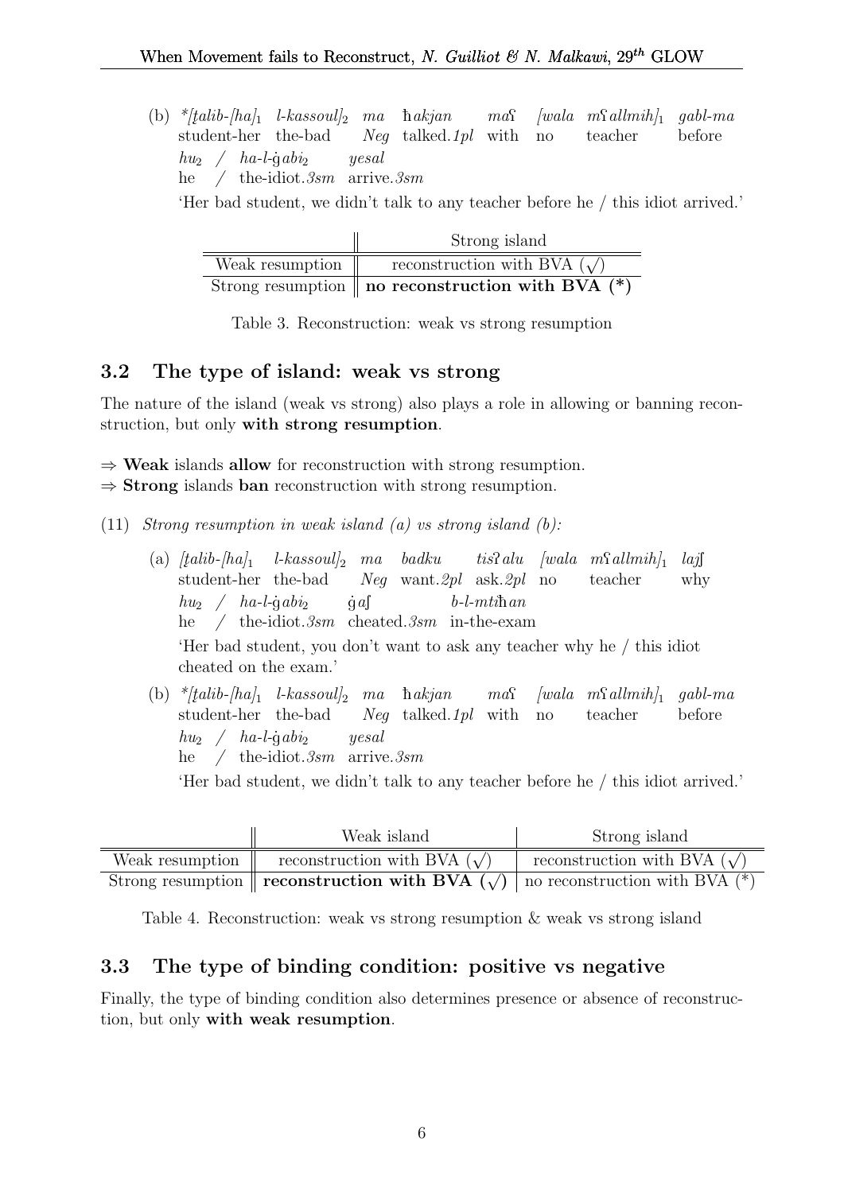(b) *[ṭalib-[ha]$_1$ l-kassoul]$_2$ ma ħakjan maʕ [wala mʕallmih]$_1$ gabl-ma hu$_2$ / ha-l-ġabi$_2$ yesal
student-her the-bad *Neg* talked.*1pl* with no teacher before he / the-idiot.*3sm* arrive.*3sm*

'Her bad student, we didn't talk to any teacher before he / this idiot arrived.'

| | Strong island |
|---|---|
| Weak resumption | reconstruction with BVA ($\surd$) |
| Strong resumption | **no reconstruction with BVA (*)** |

Table 3. Reconstruction: weak vs strong resumption

### 3.2 The type of island: weak vs strong

The nature of the island (weak vs strong) also plays a role in allowing or banning reconstruction, but only **with strong resumption**.

⇒ **Weak** islands **allow** for reconstruction with strong resumption.
⇒ **Strong** islands **ban** reconstruction with strong resumption.

(11) *Strong resumption in weak island (a) vs strong island (b):*

(a) [ṭalib-[ha]$_1$ l-kassoul]$_2$ ma badku tisʔalu [wala mʕallmih]$_1$ laiʃ hu$_2$ / ha-l-ġabi$_2$ ġaʃ b-l-mtiħan
student-her the-bad *Neg* want.*2pl* ask.*2pl* no teacher why he / the-idiot.*3sm* cheated.*3sm* in-the-exam

'Her bad student, you don't want to ask any teacher why he / this idiot cheated on the exam.'

(b) *[ṭalib-[ha]$_1$ l-kassoul]$_2$ ma ħakjan maʕ [wala mʕallmih]$_1$ gabl-ma hu$_2$ / ha-l-ġabi$_2$ yesal
student-her the-bad *Neg* talked.*1pl* with no teacher before he / the-idiot.*3sm* arrive.*3sm*

'Her bad student, we didn't talk to any teacher before he / this idiot arrived.'

| | Weak island | Strong island |
|---|---|---|
| Weak resumption | reconstruction with BVA ($\surd$) | reconstruction with BVA ($\surd$) |
| Strong resumption | **reconstruction with BVA ($\surd$)** | no reconstruction with BVA (*) |

Table 4. Reconstruction: weak vs strong resumption & weak vs strong island

### 3.3 The type of binding condition: positive vs negative

Finally, the type of binding condition also determines presence or absence of reconstruction, but only **with weak resumption**.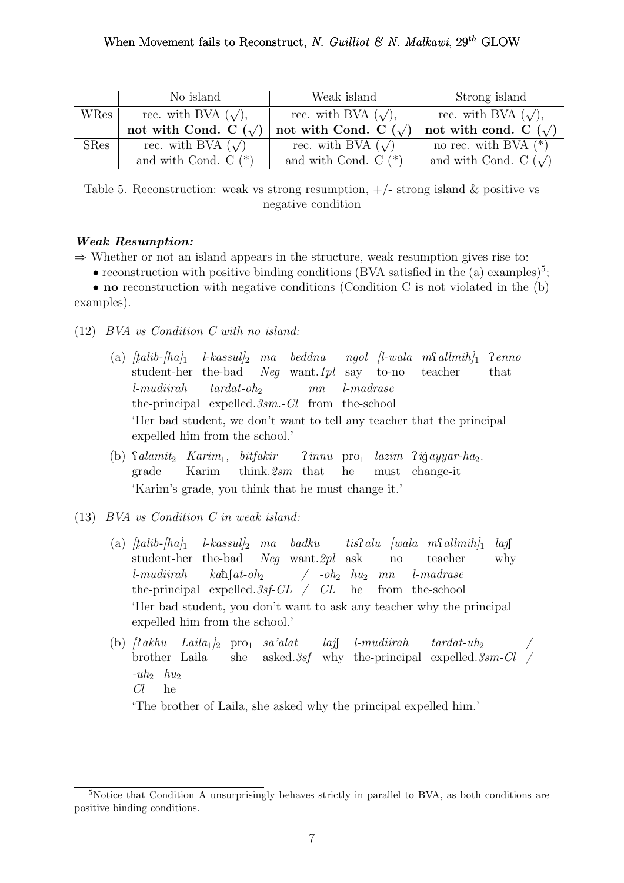| | No island | Weak island | Strong island |
|---|---|---|---|
| WRes | rec. with BVA (√), **not with Cond. C (√)** | rec. with BVA (√), **not with Cond. C (√)** | rec. with BVA (√), **not with cond. C (√)** |
| SRes | rec. with BVA (√) and with Cond. C (*) | rec. with BVA (√) and with Cond. C (*) | no rec. with BVA (*) and with Cond. C (√) |

Table 5. Reconstruction: weak vs strong resumption, +/- strong island & positive vs negative condition

***Weak Resumption:***

⇒ Whether or not an island appears in the structure, weak resumption gives rise to:

- reconstruction with positive binding conditions (BVA satisfied in the (a) examples)[5];
- **no** reconstruction with negative conditions (Condition C is not violated in the (b) examples).

(12) *BVA vs Condition C with no island:*

(a) *[ṭalib-[ha]$_1$ l-kassul]$_2$ ma beddna ngol [l-wala mʕallmih]$_1$ ʔenno*
student-her the-bad *Neg* want.*1pl* say to-no teacher that
*l-mudiirah tardat-oh$_2$ mn l-madrase*
the-principal expelled.*3sm.-Cl* from the-school
'Her bad student, we don't want to tell any teacher that the principal expelled him from the school.'

(b) *ʕalamit$_2$ Karim$_1$, bitfakir ʔinnu* pro$_1$ *lazim ʔiġayyar-ha$_2$.*
grade Karim think.*2sm* that he must change-it
'Karim's grade, you think that he must change it.'

(13) *BVA vs Condition C in weak island:*

(a) *[ṭalib-[ha]$_1$ l-kassul]$_2$ ma badku tisʔalu [wala mʕallmih]$_1$ lajʃ*
student-her the-bad *Neg* want.*2pl* ask no teacher why
*l-mudiirah kaħʃat-oh$_2$ / -oh$_2$ hu$_2$ mn l-madrase*
the-principal expelled.*3sf-CL* / *CL* he from the-school
'Her bad student, you don't want to ask any teacher why the principal expelled him from the school.'

(b) *[ʔakhu Laila$_1$]$_2$* pro$_1$ *sa'alat lajʃ l-mudiirah tardat-uh$_2$ /*
brother Laila she asked.*3sf* why the-principal expelled.*3sm-Cl* /
*-uh$_2$ hu$_2$*
*Cl* he
'The brother of Laila, she asked why the principal expelled him.'

[5] Notice that Condition A unsurprisingly behaves strictly in parallel to BVA, as both conditions are positive binding conditions.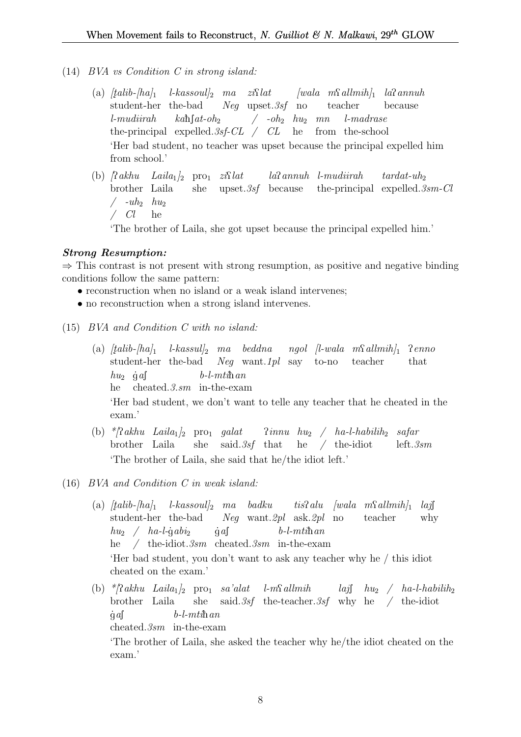(14) *BVA vs Condition C in strong island:*

(a) *[ṭalib-[ha]$_1$ l-kassoul]$_2$ ma ziʕlat [wala mʕallmih]$_1$ laʔannuh*
student-her the-bad *Neg* upset.*3sf* no teacher because
*l-mudiirah kaħʃat-oh$_2$ / -oh$_2$ hu$_2$ mn l-madrase*
the-principal expelled.*3sf-CL* / *CL* he from the-school
'Her bad student, no teacher was upset because the principal expelled him from school.'

(b) *[ʔakhu Laila$_1$]$_2$* pro$_1$ *ziʕlat laʔannuh l-mudiirah tardat-uh$_2$*
brother Laila she upset.*3sf* because the-principal expelled.*3sm-Cl*
/ *-uh$_2$ hu$_2$*
/ *Cl* he
'The brother of Laila, she got upset because the principal expelled him.'

***Strong Resumption:***

⇒ This contrast is not present with strong resumption, as positive and negative binding conditions follow the same pattern:

- reconstruction when no island or a weak island intervenes;
- no reconstruction when a strong island intervenes.

(15) *BVA and Condition C with no island:*

(a) *[ṭalib-[ha]$_1$ l-kassul]$_2$ ma beddna ngol [l-wala mʕallmih]$_1$ ʔenno*
student-her the-bad *Neg* want.*1pl* say to-no teacher that
*hu$_2$ ġaʃ b-l-mtiħan*
he cheated.*3.sm* in-the-exam
'Her bad student, we don't want to telle any teacher that he cheated in the exam.'

(b) \**[ʔakhu Laila$_1$]$_2$* pro$_1$ *galat ʔinnu hu$_2$ / ha-l-habilih$_2$ safar*
brother Laila she said.*3sf* that he / the-idiot left.*3sm*
'The brother of Laila, she said that he/the idiot left.'

(16) *BVA and Condition C in weak island:*

(a) *[ṭalib-[ha]$_1$ l-kassoul]$_2$ ma badku tisʔalu [wala mʕallmih]$_1$ lajʃ*
student-her the-bad *Neg* want.*2pl* ask.*2pl* no teacher why
*hu$_2$ / ha-l-ġabi$_2$ ġaʃ b-l-mtiħan*
he / the-idiot.*3sm* cheated.*3sm* in-the-exam
'Her bad student, you don't want to ask any teacher why he / this idiot cheated on the exam.'

(b) \**[ʔakhu Laila$_1$]$_2$* pro$_1$ *sa'alat l-mʕallmih lajʃ hu$_2$ / ha-l-habilih$_2$*
brother Laila she said.*3sf* the-teacher.*3sf* why he / the-idiot
*ġaʃ b-l-mtiħan*
cheated.*3sm* in-the-exam
'The brother of Laila, she asked the teacher why he/the idiot cheated on the exam.'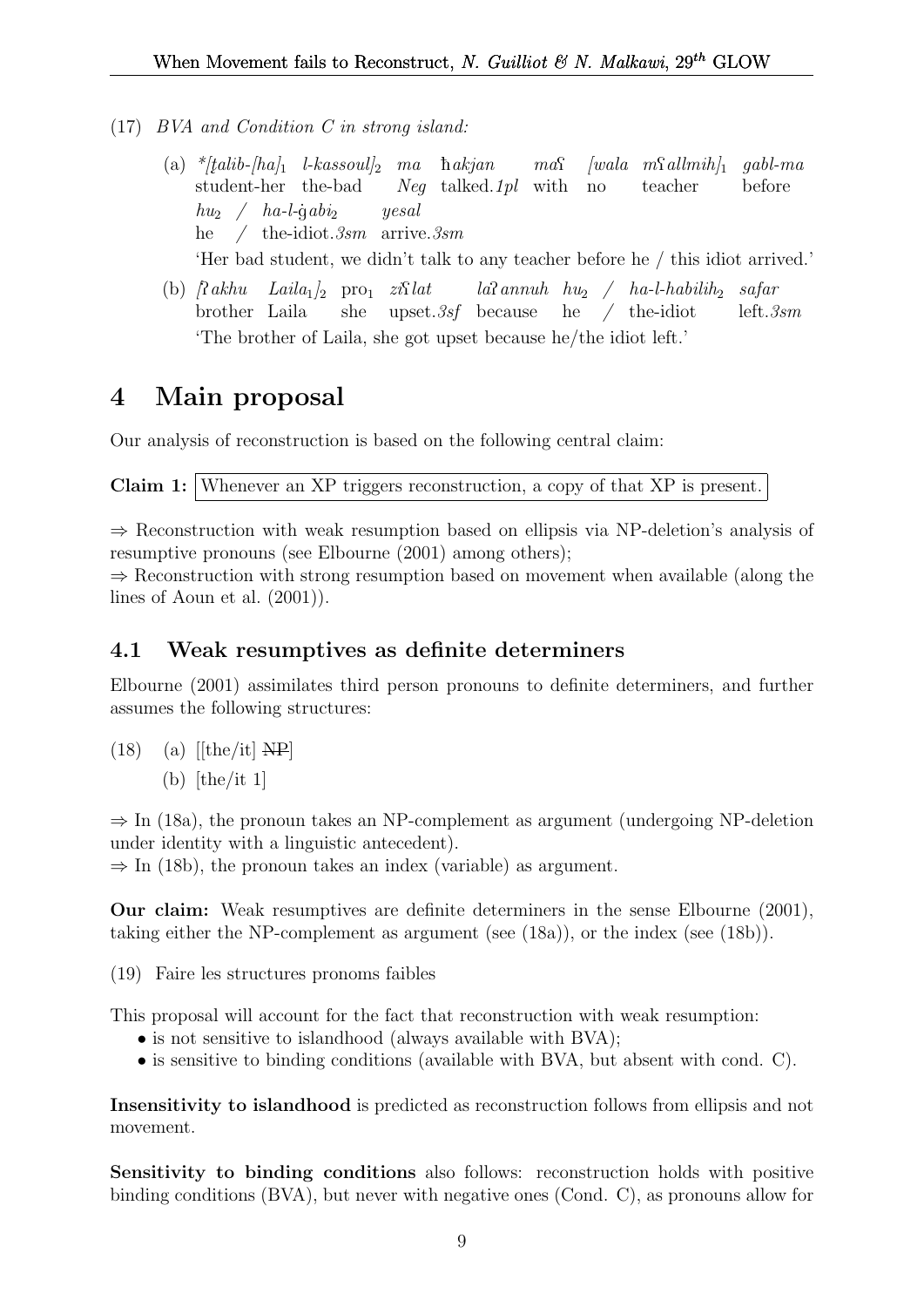(17) *BVA and Condition C in strong island:*

(a) *\*[ṭalib-[ha]$_1$ l-kassoul]$_2$ ma ħakjan maʕ [wala mʕallmih]$_1$ gabl-ma*
student-her the-bad *Neg* talked.*1pl* with no teacher before
*hu$_2$ / ha-l-ġabi$_2$ yesal*
he / the-idiot.*3sm* arrive.*3sm*
'Her bad student, we didn't talk to any teacher before he / this idiot arrived.'

(b) *[ʔakhu Laila$_1$]$_2$* pro$_1$ *ziʕlat laʔannuh hu$_2$ / ha-l-habilih$_2$ safar*
brother Laila she upset.*3sf* because he / the-idiot left.*3sm*
'The brother of Laila, she got upset because he/the idiot left.'

# 4 Main proposal

Our analysis of reconstruction is based on the following central claim:

**Claim 1:** Whenever an XP triggers reconstruction, a copy of that XP is present.

⇒ Reconstruction with weak resumption based on ellipsis via NP-deletion's analysis of resumptive pronouns (see Elbourne (2001) among others);
⇒ Reconstruction with strong resumption based on movement when available (along the lines of Aoun et al. (2001)).

## 4.1 Weak resumptives as definite determiners

Elbourne (2001) assimilates third person pronouns to definite determiners, and further assumes the following structures:

(18) (a) [[the/it] ~~NP~~]
(b) [the/it 1]

⇒ In (18a), the pronoun takes an NP-complement as argument (undergoing NP-deletion under identity with a linguistic antecedent).
⇒ In (18b), the pronoun takes an index (variable) as argument.

**Our claim:** Weak resumptives are definite determiners in the sense Elbourne (2001), taking either the NP-complement as argument (see (18a)), or the index (see (18b)).

(19) Faire les structures pronoms faibles

This proposal will account for the fact that reconstruction with weak resumption:
- is not sensitive to islandhood (always available with BVA);
- is sensitive to binding conditions (available with BVA, but absent with cond. C).

**Insensitivity to islandhood** is predicted as reconstruction follows from ellipsis and not movement.

**Sensitivity to binding conditions** also follows: reconstruction holds with positive binding conditions (BVA), but never with negative ones (Cond. C), as pronouns allow for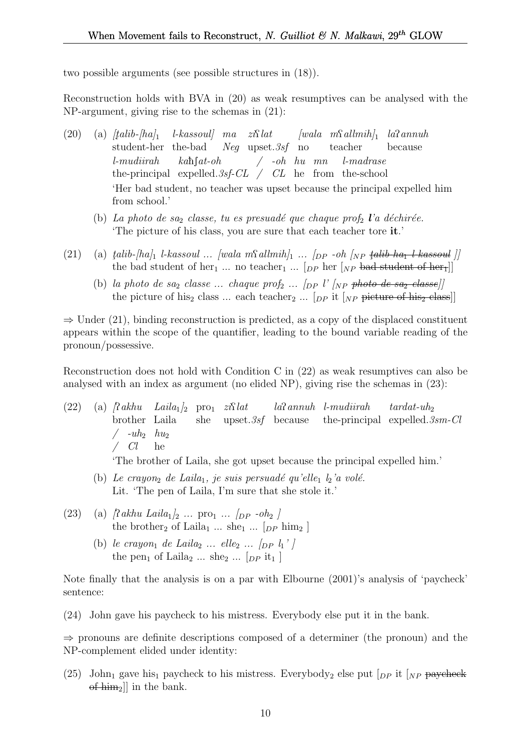two possible arguments (see possible structures in (18)).

Reconstruction holds with BVA in (20) as weak resumptives can be analysed with the NP-argument, giving rise to the schemas in (21):

(20) (a) *[ṭalib-[ha]$_1$ l-kassoul] ma ziʕlat [wala mʕallmih]$_1$ laʔannuh*
student-her the-bad *Neg* upset.*3sf* no teacher because
*l-mudiirah kaħʃat-oh / -oh hu mn l-madrase*
the-principal expelled.*3sf-CL* / *CL* he from the-school
'Her bad student, no teacher was upset because the principal expelled him from school.'

(b) *La photo de sa$_2$ classe, tu es presuadé que chaque prof$_2$* ***l'****a déchirée.*
'The picture of his class, you are sure that each teacher tore **it**.'

(21) (a) *ṭalib-[ha]$_1$ l-kassoul ... [wala mʕallmih]$_1$ ... [$_{DP}$ -oh [$_{NP}$ ~~ṭalib-ha$_1$ l-kassoul~~ ]]*
the bad student of her$_1$ ... no teacher$_1$ ... [$_{DP}$ her [$_{NP}$ ~~bad student of her$_1$~~]]

(b) *la photo de sa$_2$ classe ... chaque prof$_2$ ... [$_{DP}$ l' [$_{NP}$ ~~photo de sa$_2$ classe~~]]*
the picture of his$_2$ class ... each teacher$_2$ ... [$_{DP}$ it [$_{NP}$ ~~picture of his$_2$ class~~]]

⇒ Under (21), binding reconstruction is predicted, as a copy of the displaced constituent appears within the scope of the quantifier, leading to the bound variable reading of the pronoun/possessive.

Reconstruction does not hold with Condition C in (22) as weak resumptives can also be analysed with an index as argument (no elided NP), giving rise the schemas in (23):

(22) (a) *[ʔakhu Laila$_1$]$_2$* pro$_1$ *ziʕlat laʔannuh l-mudiirah tardat-uh$_2$*
brother Laila she upset.*3sf* because the-principal expelled.*3sm-Cl*
*/ -uh$_2$ hu$_2$*
/ *Cl* he
'The brother of Laila, she got upset because the principal expelled him.'

(b) *Le crayon$_2$ de Laila$_1$, je suis persuadé qu'elle$_1$ l$_2$'a volé.*
Lit. 'The pen of Laila, I'm sure that she stole it.'

(23) (a) *[ʔakhu Laila$_1$]$_2$ ...* pro$_1$ *... [$_{DP}$ -oh$_2$ ]*
the brother$_2$ of Laila$_1$ ... she$_1$ ... [$_{DP}$ him$_2$ ]

(b) *le crayon$_1$ de Laila$_2$ ... elle$_2$ ... [$_{DP}$ l$_1$' ]*
the pen$_1$ of Laila$_2$ ... she$_2$ ... [$_{DP}$ it$_1$ ]

Note finally that the analysis is on a par with Elbourne (2001)'s analysis of 'paycheck' sentence:

(24) John gave his paycheck to his mistress. Everybody else put it in the bank.

⇒ pronouns are definite descriptions composed of a determiner (the pronoun) and the NP-complement elided under identity:

(25) John$_1$ gave his$_1$ paycheck to his mistress. Everybody$_2$ else put [$_{DP}$ it [$_{NP}$ ~~paycheck of him$_2$~~]] in the bank.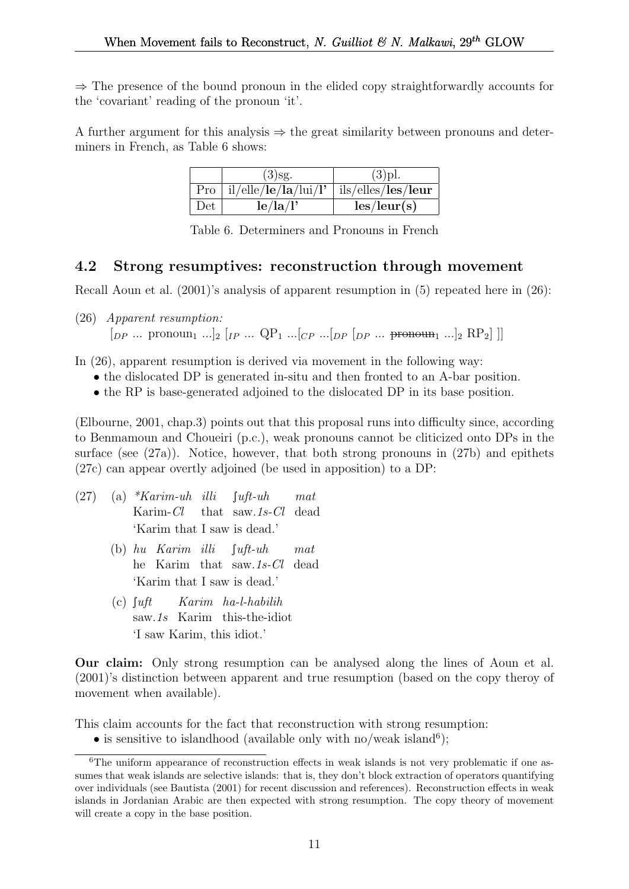⇒ The presence of the bound pronoun in the elided copy straightforwardly accounts for the 'covariant' reading of the pronoun 'it'.

A further argument for this analysis ⇒ the great similarity between pronouns and determiners in French, as Table 6 shows:

| | (3)sg. | (3)pl. |
|---|---|---|
| Pro | il/elle/**le**/**la**/lui/**l'** | ils/elles/**les**/**leur** |
| Det | **le**/**la**/**l'** | **les**/**leur(s)** |

Table 6. Determiners and Pronouns in French

## 4.2 Strong resumptives: reconstruction through movement

Recall Aoun et al. (2001)'s analysis of apparent resumption in (5) repeated here in (26):

(26) *Apparent resumption:*
$[_{DP}$ ... pronoun$_1$ ...$]_2$ $[_{IP}$ ... QP$_1$ ...$[_{CP}$ ...$[_{DP}$ $[_{DP}$ ... ~~pronoun~~$_1$ ...$]_2$ RP$_2]$ $]]$

In (26), apparent resumption is derived via movement in the following way:

- the dislocated DP is generated in-situ and then fronted to an A-bar position.
- the RP is base-generated adjoined to the dislocated DP in its base position.

(Elbourne, 2001, chap.3) points out that this proposal runs into difficulty since, according to Benmamoun and Choueiri (p.c.), weak pronouns cannot be cliticized onto DPs in the surface (see (27a)). Notice, however, that both strong pronouns in (27b) and epithets (27c) can appear overtly adjoined (be used in apposition) to a DP:

(27) (a) *\*Karim-uh illi ʃuft-uh mat*
Karim-*Cl* that saw.*1s-Cl* dead
'Karim that I saw is dead.'

(b) *hu Karim illi ʃuft-uh mat*
he Karim that saw.*1s-Cl* dead
'Karim that I saw is dead.'

(c) *ʃuft Karim ha-l-habilih*
saw.*1s* Karim this-the-idiot
'I saw Karim, this idiot.'

**Our claim:** Only strong resumption can be analysed along the lines of Aoun et al. (2001)'s distinction between apparent and true resumption (based on the copy theroy of movement when available).

This claim accounts for the fact that reconstruction with strong resumption:

- is sensitive to islandhood (available only with no/weak island[6]);

[6] The uniform appearance of reconstruction effects in weak islands is not very problematic if one assumes that weak islands are selective islands: that is, they don't block extraction of operators quantifying over individuals (see Bautista (2001) for recent discussion and references). Reconstruction effects in weak islands in Jordanian Arabic are then expected with strong resumption. The copy theory of movement will create a copy in the base position.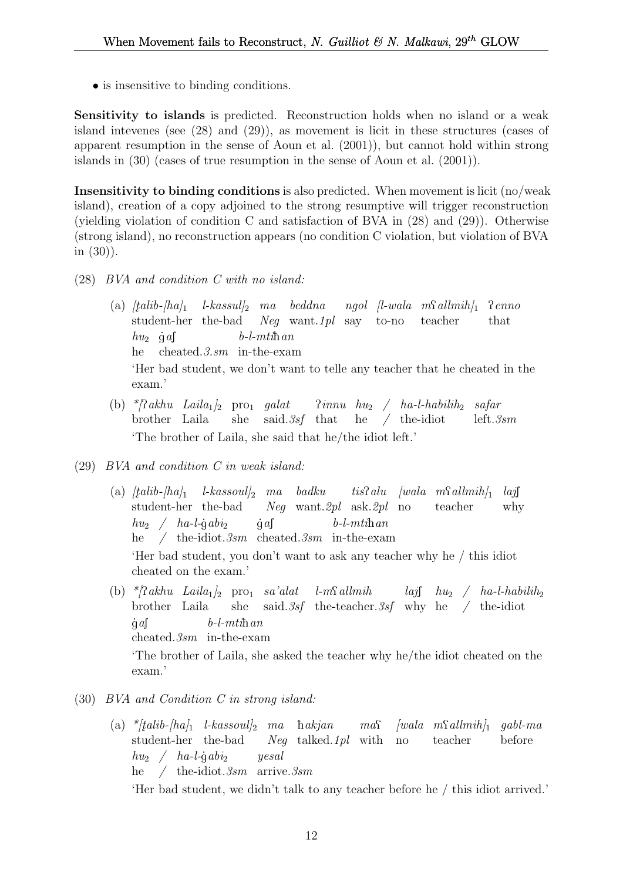• is insensitive to binding conditions.

**Sensitivity to islands** is predicted. Reconstruction holds when no island or a weak island intevenes (see (28) and (29)), as movement is licit in these structures (cases of apparent resumption in the sense of Aoun et al. (2001)), but cannot hold within strong islands in (30) (cases of true resumption in the sense of Aoun et al. (2001)).

**Insensitivity to binding conditions** is also predicted. When movement is licit (no/weak island), creation of a copy adjoined to the strong resumptive will trigger reconstruction (yielding violation of condition C and satisfaction of BVA in (28) and (29)). Otherwise (strong island), no reconstruction appears (no condition C violation, but violation of BVA in (30)).

(28) *BVA and condition C with no island:*

(a) *[ṭalib-[ha]$_1$ l-kassul]$_2$ ma beddna ngol [l-wala mʕallmih]$_1$ ʔenno hu$_2$ ġaʃ b-l-mtiħan*
student-her the-bad *Neg* want.*1pl* say to-no teacher that he cheated.*3.sm* in-the-exam
'Her bad student, we don't want to telle any teacher that he cheated in the exam.'

(b) **[ʔakhu Laila$_1$]$_2$ pro$_1$ galat ʔinnu hu$_2$ / ha-l-habilih$_2$ safar*
brother Laila she said.*3sf* that he / the-idiot left.*3sm*
'The brother of Laila, she said that he/the idiot left.'

(29) *BVA and condition C in weak island:*

(a) *[ṭalib-[ha]$_1$ l-kassoul]$_2$ ma badku tisʔalu [wala mʕallmih]$_1$ lajʃ hu$_2$ / ha-l-ġabi$_2$ ġaʃ b-l-mtiħan*
student-her the-bad *Neg* want.*2pl* ask.*2pl* no teacher why he / the-idiot.*3sm* cheated.*3sm* in-the-exam
'Her bad student, you don't want to ask any teacher why he / this idiot cheated on the exam.'

(b) **[ʔakhu Laila$_1$]$_2$ pro$_1$ sa'alat l-mʕallmih lajʃ hu$_2$ / ha-l-habilih$_2$ ġaʃ b-l-mtiħan*
brother Laila she said.*3sf* the-teacher.*3sf* why he / the-idiot cheated.*3sm* in-the-exam
'The brother of Laila, she asked the teacher why he/the idiot cheated on the exam.'

(30) *BVA and Condition C in strong island:*

(a) **[ṭalib-[ha]$_1$ l-kassoul]$_2$ ma ħakjan maʕ [wala mʕallmih]$_1$ gabl-ma hu$_2$ / ha-l-ġabi$_2$ yesal*
student-her the-bad *Neg* talked.*1pl* with no teacher before he / the-idiot.*3sm* arrive.*3sm*
'Her bad student, we didn't talk to any teacher before he / this idiot arrived.'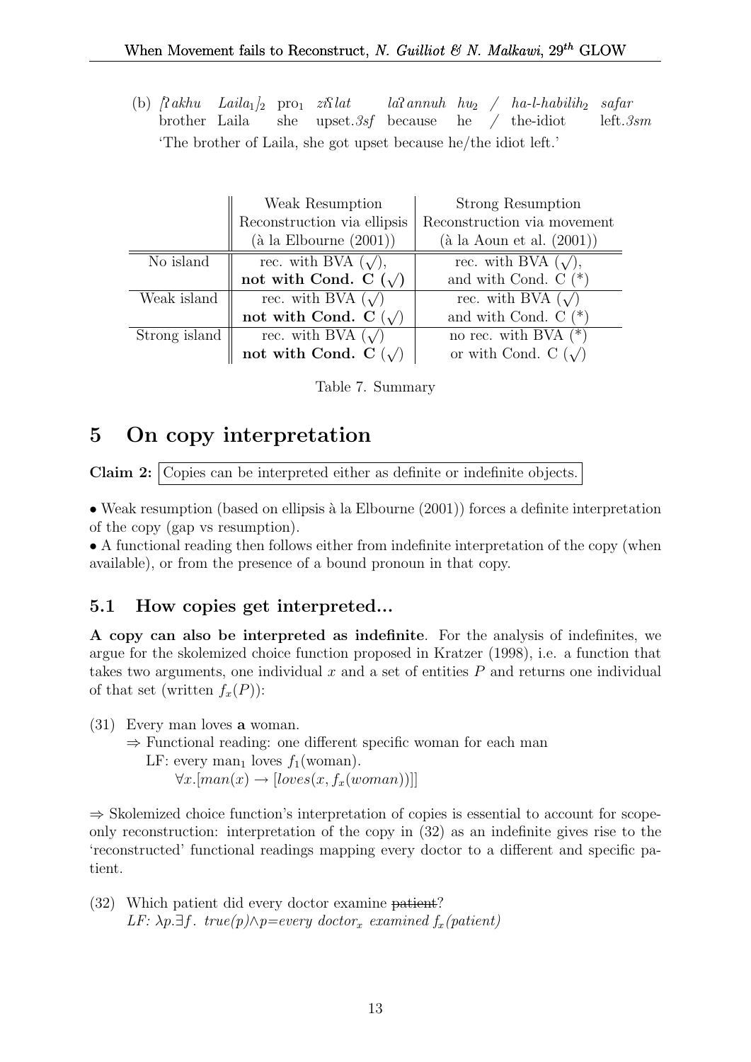(b) [ʔakhu Laila$_1$]$_2$ pro$_1$ ziʕlat laʔannuh hu$_2$ / ha-l-habilih$_2$ safar
brother Laila she upset.*3sf* because he / the-idiot left.*3sm*
'The brother of Laila, she got upset because he/the idiot left.'

| | Weak Resumption Reconstruction via ellipsis (à la Elbourne (2001)) | Strong Resumption Reconstruction via movement (à la Aoun et al. (2001)) |
|---|---|---|
| No island | rec. with BVA (√), **not with Cond. C (√)** | rec. with BVA (√), and with Cond. C (*) |
| Weak island | rec. with BVA (√) **not with Cond. C (√)** | rec. with BVA (√) and with Cond. C (*) |
| Strong island | rec. with BVA (√) **not with Cond. C (√)** | no rec. with BVA (*) or with Cond. C (√) |

Table 7. Summary

# 5 On copy interpretation

**Claim 2:** Copies can be interpreted either as definite or indefinite objects.

• Weak resumption (based on ellipsis à la Elbourne (2001)) forces a definite interpretation of the copy (gap vs resumption).
• A functional reading then follows either from indefinite interpretation of the copy (when available), or from the presence of a bound pronoun in that copy.

## 5.1 How copies get interpreted...

**A copy can also be interpreted as indefinite**. For the analysis of indefinites, we argue for the skolemized choice function proposed in Kratzer (1998), i.e. a function that takes two arguments, one individual $x$ and a set of entities $P$ and returns one individual of that set (written $f_x(P)$):

(31) Every man loves **a** woman.
⇒ Functional reading: one different specific woman for each man
LF: every man$_1$ loves $f_1$(woman).
$\forall x.[man(x) \rightarrow [loves(x, f_x(woman))]]$

⇒ Skolemized choice function's interpretation of copies is essential to account for scope-only reconstruction: interpretation of the copy in (32) as an indefinite gives rise to the 'reconstructed' functional readings mapping every doctor to a different and specific patient.

(32) Which patient did every doctor examine ~~patient~~?
*LF:* $\lambda p.\exists f.\ true(p) \wedge p = every\ doctor_x\ examined\ f_x(patient)$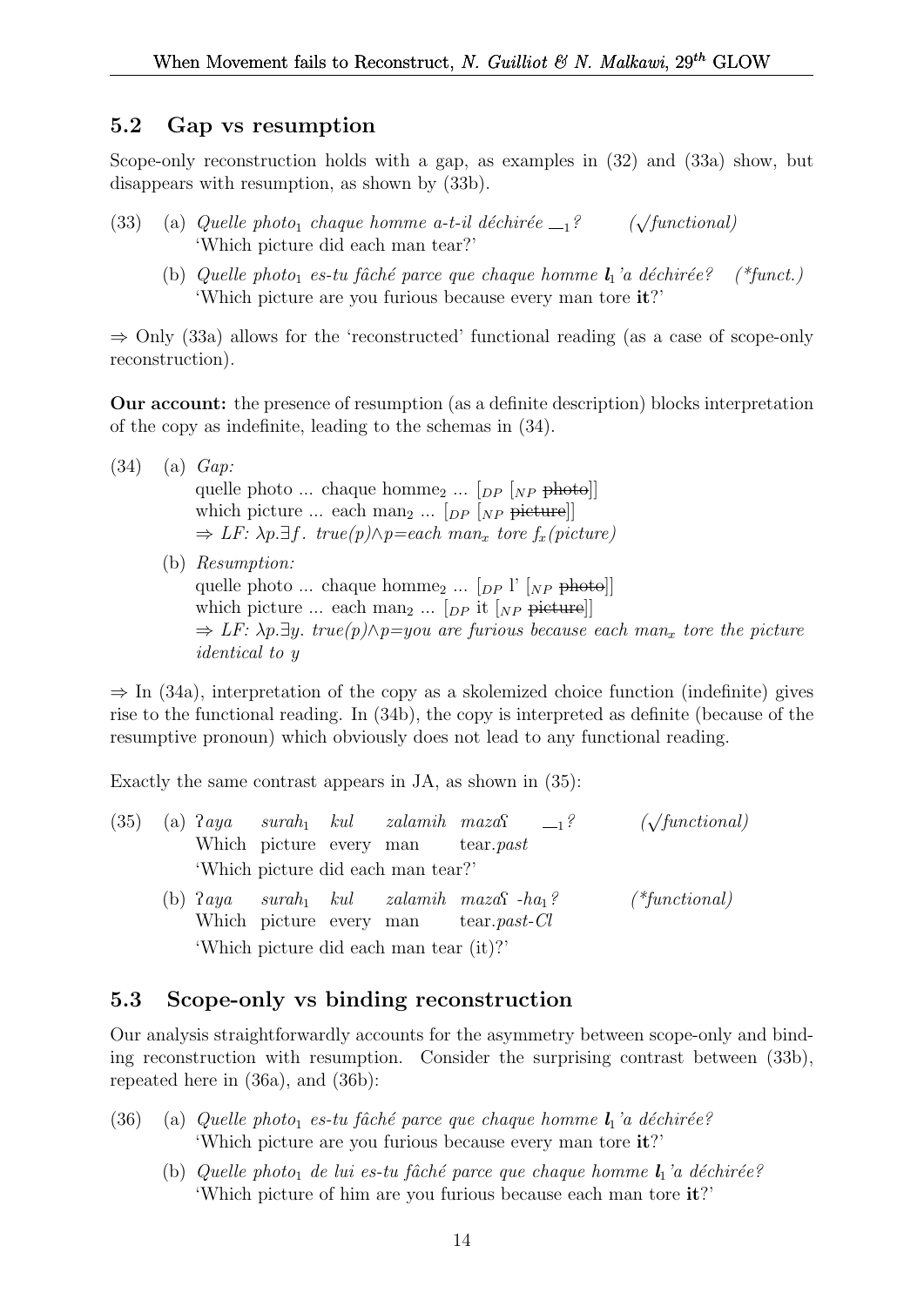## 5.2 Gap vs resumption

Scope-only reconstruction holds with a gap, as examples in (32) and (33a) show, but disappears with resumption, as shown by (33b).

(33) (a) *Quelle photo$_1$ chaque homme a-t-il déchirée \_$_1$?* ($\surd$*functional*)
'Which picture did each man tear?'

(b) *Quelle photo$_1$ es-tu fâché parce que chaque homme* ***l***$_1$*'a déchirée?* (*\*funct.*)
'Which picture are you furious because every man tore **it**?'

⇒ Only (33a) allows for the 'reconstructed' functional reading (as a case of scope-only reconstruction).

**Our account:** the presence of resumption (as a definite description) blocks interpretation of the copy as indefinite, leading to the schemas in (34).

(34) (a) *Gap:*
quelle photo ... chaque homme$_2$ ... [$_{DP}$ [$_{NP}$ ~~photo~~]]
which picture ... each man$_2$ ... [$_{DP}$ [$_{NP}$ ~~picture~~]]
⇒ *LF:* $\lambda p.\exists f.\ true(p) \wedge p$*=each man*$_x$ *tore* $f_x$*(picture)*

(b) *Resumption:*
quelle photo ... chaque homme$_2$ ... [$_{DP}$ l' [$_{NP}$ ~~photo~~]]
which picture ... each man$_2$ ... [$_{DP}$ it [$_{NP}$ ~~picture~~]]
⇒ *LF:* $\lambda p.\exists y.\ true(p) \wedge p$*=you are furious because each man*$_x$ *tore the picture identical to y*

⇒ In (34a), interpretation of the copy as a skolemized choice function (indefinite) gives rise to the functional reading. In (34b), the copy is interpreted as definite (because of the resumptive pronoun) which obviously does not lead to any functional reading.

Exactly the same contrast appears in JA, as shown in (35):

(35) (a) *ʔaya surah$_1$ kul zalamih mazaʕ \_$_1$?* ($\surd$*functional*)
Which picture every man tear.*past*
'Which picture did each man tear?'

(b) *ʔaya surah$_1$ kul zalamih mazaʕ -ha$_1$?* (*\*functional*)
Which picture every man tear.*past-Cl*
'Which picture did each man tear (it)?'

## 5.3 Scope-only vs binding reconstruction

Our analysis straightforwardly accounts for the asymmetry between scope-only and binding reconstruction with resumption. Consider the surprising contrast between (33b), repeated here in (36a), and (36b):

(36) (a) *Quelle photo$_1$ es-tu fâché parce que chaque homme* ***l***$_1$*'a déchirée?*
'Which picture are you furious because every man tore **it**?'

(b) *Quelle photo$_1$ de lui es-tu fâché parce que chaque homme* ***l***$_1$*'a déchirée?*
'Which picture of him are you furious because each man tore **it**?'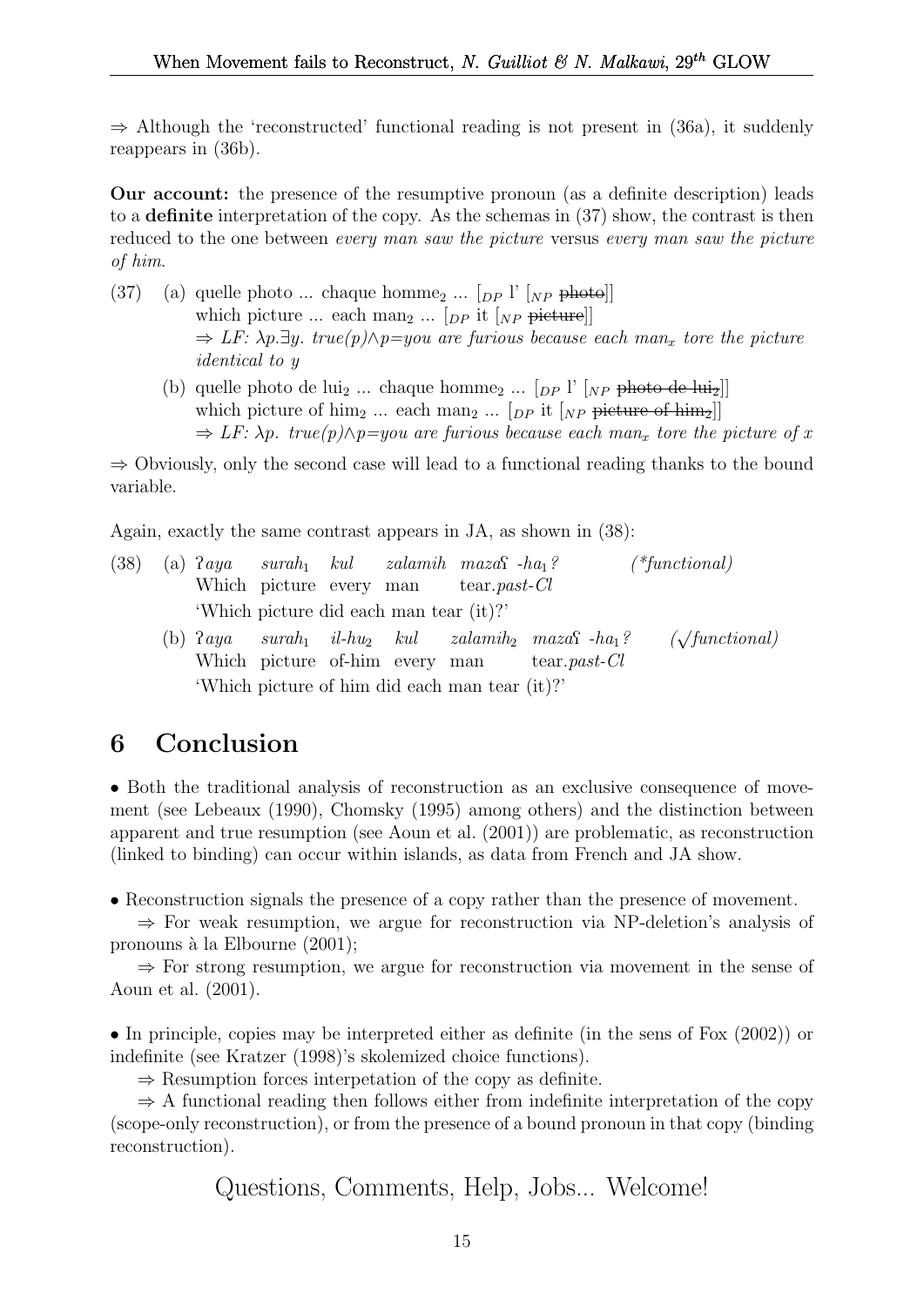⇒ Although the 'reconstructed' functional reading is not present in (36a), it suddenly reappears in (36b).

**Our account:** the presence of the resumptive pronoun (as a definite description) leads to a **definite** interpretation of the copy. As the schemas in (37) show, the contrast is then reduced to the one between *every man saw the picture* versus *every man saw the picture of him*.

(37) (a) quelle photo ... chaque homme$_2$ ... $[_{DP}$ l' $[_{NP}$ ~~photo~~$]]$
which picture ... each man$_2$ ... $[_{DP}$ it $[_{NP}$ ~~picture~~$]]$
⇒ *LF:* $\lambda p.\exists y.\ true(p) \wedge p$=*you are furious because each man$_x$ tore the picture identical to y*

(b) quelle photo de lui$_2$ ... chaque homme$_2$ ... $[_{DP}$ l' $[_{NP}$ ~~photo de lui$_2$~~$]]$
which picture of him$_2$ ... each man$_2$ ... $[_{DP}$ it $[_{NP}$ ~~picture of him$_2$~~$]]$
⇒ *LF:* $\lambda p.\ true(p) \wedge p$=*you are furious because each man$_x$ tore the picture of x*

⇒ Obviously, only the second case will lead to a functional reading thanks to the bound variable.

Again, exactly the same contrast appears in JA, as shown in (38):

(38) (a) *ʔaya surah$_1$ kul zalamih mazaʕ -ha$_1$?* (*\*functional*)
Which picture every man tear.*past-Cl*
'Which picture did each man tear (it)?'

(b) *ʔaya surah$_1$ il-hu$_2$ kul zalamih$_2$ mazaʕ -ha$_1$?* (*√functional*)
Which picture of-him every man tear.*past-Cl*
'Which picture of him did each man tear (it)?'

## 6 Conclusion

• Both the traditional analysis of reconstruction as an exclusive consequence of movement (see Lebeaux (1990), Chomsky (1995) among others) and the distinction between apparent and true resumption (see Aoun et al. (2001)) are problematic, as reconstruction (linked to binding) can occur within islands, as data from French and JA show.

• Reconstruction signals the presence of a copy rather than the presence of movement.

⇒ For weak resumption, we argue for reconstruction via NP-deletion's analysis of pronouns à la Elbourne (2001);

⇒ For strong resumption, we argue for reconstruction via movement in the sense of Aoun et al. (2001).

• In principle, copies may be interpreted either as definite (in the sens of Fox (2002)) or indefinite (see Kratzer (1998)'s skolemized choice functions).

⇒ Resumption forces interpetation of the copy as definite.

⇒ A functional reading then follows either from indefinite interpretation of the copy (scope-only reconstruction), or from the presence of a bound pronoun in that copy (binding reconstruction).

Questions, Comments, Help, Jobs... Welcome!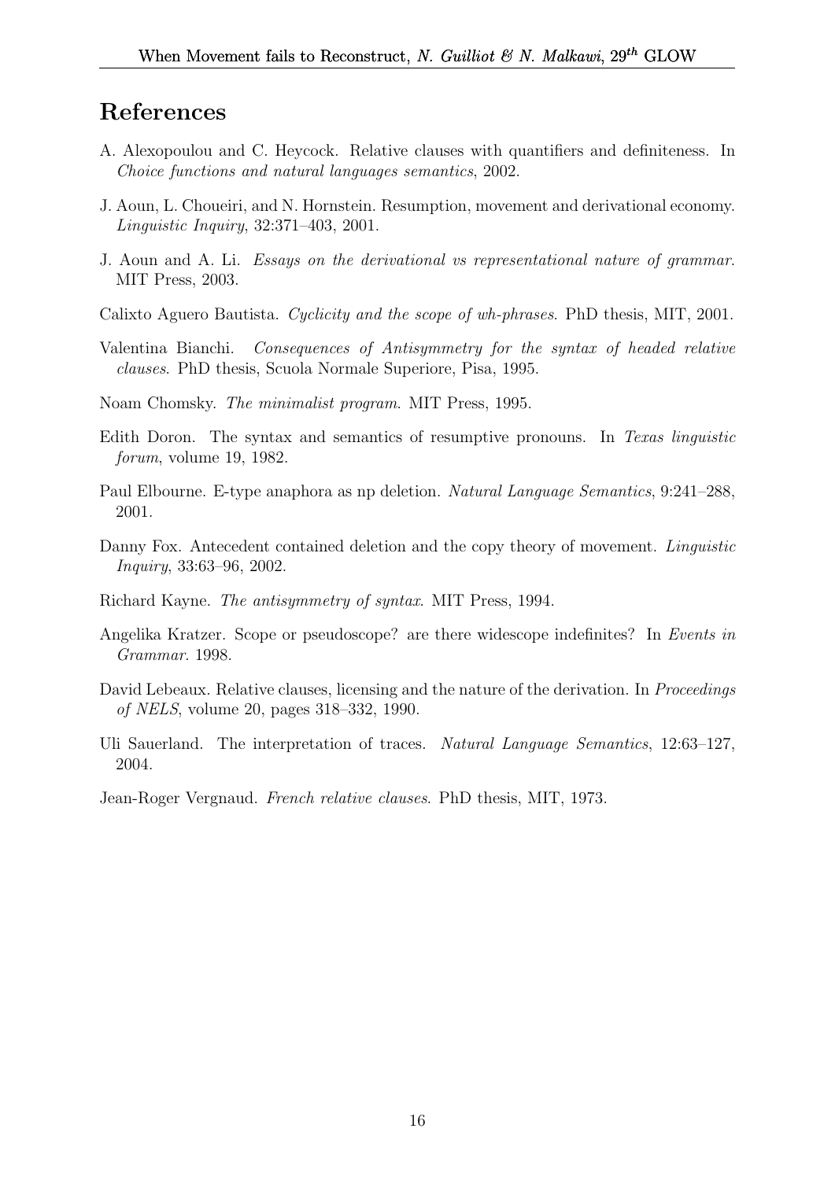# References

A. Alexopoulou and C. Heycock. Relative clauses with quantifiers and definiteness. In *Choice functions and natural languages semantics*, 2002.

J. Aoun, L. Choueiri, and N. Hornstein. Resumption, movement and derivational economy. *Linguistic Inquiry*, 32:371–403, 2001.

J. Aoun and A. Li. *Essays on the derivational vs representational nature of grammar*. MIT Press, 2003.

Calixto Aguero Bautista. *Cyclicity and the scope of wh-phrases*. PhD thesis, MIT, 2001.

Valentina Bianchi. *Consequences of Antisymmetry for the syntax of headed relative clauses*. PhD thesis, Scuola Normale Superiore, Pisa, 1995.

Noam Chomsky. *The minimalist program*. MIT Press, 1995.

Edith Doron. The syntax and semantics of resumptive pronouns. In *Texas linguistic forum*, volume 19, 1982.

Paul Elbourne. E-type anaphora as np deletion. *Natural Language Semantics*, 9:241–288, 2001.

Danny Fox. Antecedent contained deletion and the copy theory of movement. *Linguistic Inquiry*, 33:63–96, 2002.

Richard Kayne. *The antisymmetry of syntax*. MIT Press, 1994.

Angelika Kratzer. Scope or pseudoscope? are there widescope indefinites? In *Events in Grammar*. 1998.

David Lebeaux. Relative clauses, licensing and the nature of the derivation. In *Proceedings of NELS*, volume 20, pages 318–332, 1990.

Uli Sauerland. The interpretation of traces. *Natural Language Semantics*, 12:63–127, 2004.

Jean-Roger Vergnaud. *French relative clauses*. PhD thesis, MIT, 1973.